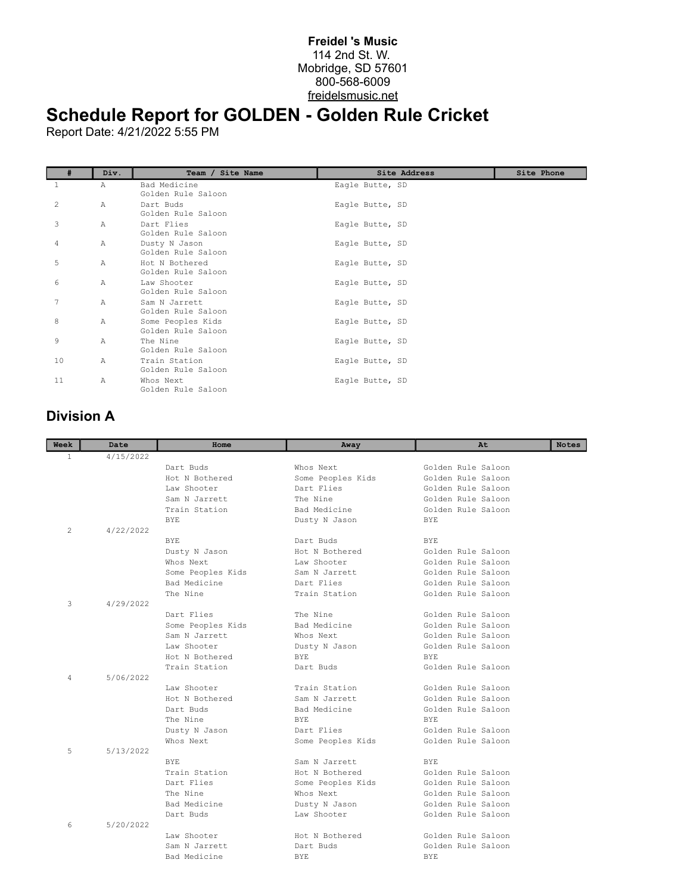**Freidel 's Music**
114 2nd St. W.
Mobridge, SD 57601
800-568-6009
freidelsmusic.net

# Schedule Report for GOLDEN - Golden Rule Cricket

Report Date: 4/21/2022 5:55 PM

| # | Div. | Team / Site Name | Site Address | Site Phone |
|---|---|---|---|---|
| 1 | A | Bad Medicine<br>Golden Rule Saloon | Eagle Butte, SD | |
| 2 | A | Dart Buds<br>Golden Rule Saloon | Eagle Butte, SD | |
| 3 | A | Dart Flies<br>Golden Rule Saloon | Eagle Butte, SD | |
| 4 | A | Dusty N Jason<br>Golden Rule Saloon | Eagle Butte, SD | |
| 5 | A | Hot N Bothered<br>Golden Rule Saloon | Eagle Butte, SD | |
| 6 | A | Law Shooter<br>Golden Rule Saloon | Eagle Butte, SD | |
| 7 | A | Sam N Jarrett<br>Golden Rule Saloon | Eagle Butte, SD | |
| 8 | A | Some Peoples Kids<br>Golden Rule Saloon | Eagle Butte, SD | |
| 9 | A | The Nine<br>Golden Rule Saloon | Eagle Butte, SD | |
| 10 | A | Train Station<br>Golden Rule Saloon | Eagle Butte, SD | |
| 11 | A | Whos Next<br>Golden Rule Saloon | Eagle Butte, SD | |

## Division A

| Week | Date | Home | Away | At | Notes |
|---|---|---|---|---|---|
| 1 | 4/15/2022 | | | | |
| | | Dart Buds | Whos Next | Golden Rule Saloon | |
| | | Hot N Bothered | Some Peoples Kids | Golden Rule Saloon | |
| | | Law Shooter | Dart Flies | Golden Rule Saloon | |
| | | Sam N Jarrett | The Nine | Golden Rule Saloon | |
| | | Train Station | Bad Medicine | Golden Rule Saloon | |
| | | BYE | Dusty N Jason | BYE | |
| 2 | 4/22/2022 | | | | |
| | | BYE | Dart Buds | BYE | |
| | | Dusty N Jason | Hot N Bothered | Golden Rule Saloon | |
| | | Whos Next | Law Shooter | Golden Rule Saloon | |
| | | Some Peoples Kids | Sam N Jarrett | Golden Rule Saloon | |
| | | Bad Medicine | Dart Flies | Golden Rule Saloon | |
| | | The Nine | Train Station | Golden Rule Saloon | |
| 3 | 4/29/2022 | | | | |
| | | Dart Flies | The Nine | Golden Rule Saloon | |
| | | Some Peoples Kids | Bad Medicine | Golden Rule Saloon | |
| | | Sam N Jarrett | Whos Next | Golden Rule Saloon | |
| | | Law Shooter | Dusty N Jason | Golden Rule Saloon | |
| | | Hot N Bothered | BYE | BYE | |
| | | Train Station | Dart Buds | Golden Rule Saloon | |
| 4 | 5/06/2022 | | | | |
| | | Law Shooter | Train Station | Golden Rule Saloon | |
| | | Hot N Bothered | Sam N Jarrett | Golden Rule Saloon | |
| | | Dart Buds | Bad Medicine | Golden Rule Saloon | |
| | | The Nine | BYE | BYE | |
| | | Dusty N Jason | Dart Flies | Golden Rule Saloon | |
| | | Whos Next | Some Peoples Kids | Golden Rule Saloon | |
| 5 | 5/13/2022 | | | | |
| | | BYE | Sam N Jarrett | BYE | |
| | | Train Station | Hot N Bothered | Golden Rule Saloon | |
| | | Dart Flies | Some Peoples Kids | Golden Rule Saloon | |
| | | The Nine | Whos Next | Golden Rule Saloon | |
| | | Bad Medicine | Dusty N Jason | Golden Rule Saloon | |
| | | Dart Buds | Law Shooter | Golden Rule Saloon | |
| 6 | 5/20/2022 | | | | |
| | | Law Shooter | Hot N Bothered | Golden Rule Saloon | |
| | | Sam N Jarrett | Dart Buds | Golden Rule Saloon | |
| | | Bad Medicine | BYE | BYE | |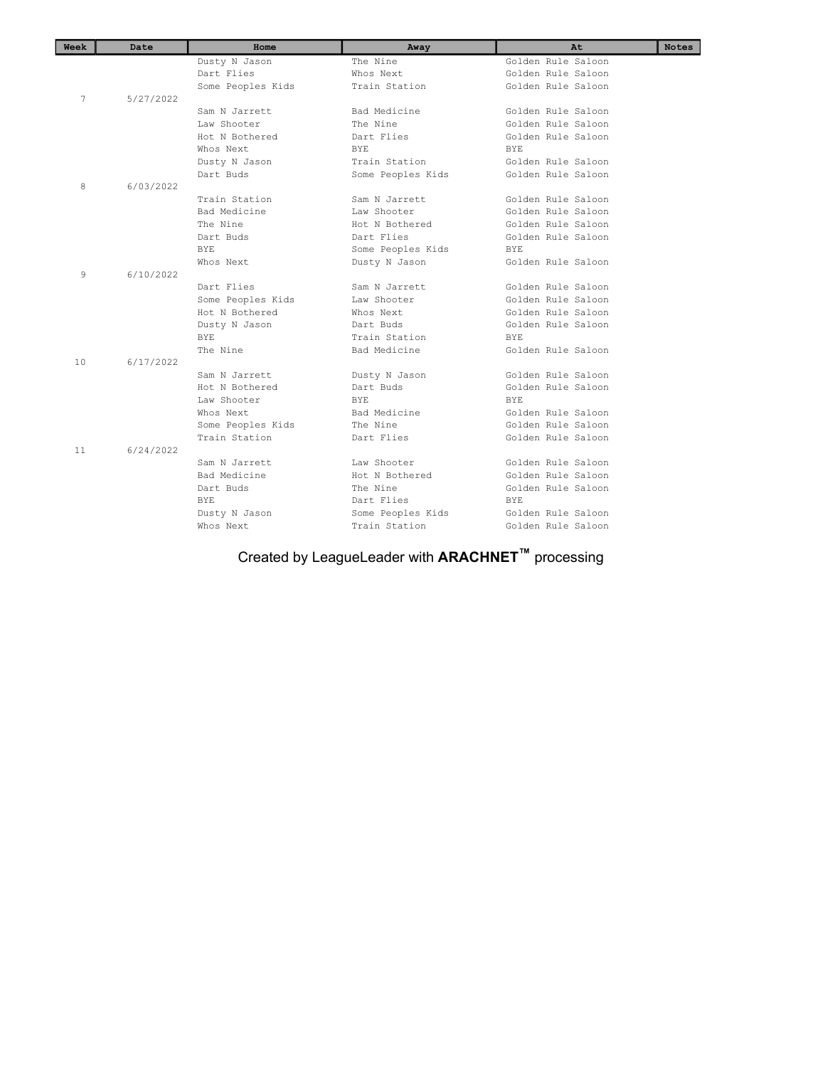| Week | Date | Home | Away | At | Notes |
|---|---|---|---|---|---|
| | | Dusty N Jason | The Nine | Golden Rule Saloon | |
| | | Dart Flies | Whos Next | Golden Rule Saloon | |
| | | Some Peoples Kids | Train Station | Golden Rule Saloon | |
| 7 | 5/27/2022 | | | | |
| | | Sam N Jarrett | Bad Medicine | Golden Rule Saloon | |
| | | Law Shooter | The Nine | Golden Rule Saloon | |
| | | Hot N Bothered | Dart Flies | Golden Rule Saloon | |
| | | Whos Next | BYE | BYE | |
| | | Dusty N Jason | Train Station | Golden Rule Saloon | |
| | | Dart Buds | Some Peoples Kids | Golden Rule Saloon | |
| 8 | 6/03/2022 | | | | |
| | | Train Station | Sam N Jarrett | Golden Rule Saloon | |
| | | Bad Medicine | Law Shooter | Golden Rule Saloon | |
| | | The Nine | Hot N Bothered | Golden Rule Saloon | |
| | | Dart Buds | Dart Flies | Golden Rule Saloon | |
| | | BYE | Some Peoples Kids | BYE | |
| | | Whos Next | Dusty N Jason | Golden Rule Saloon | |
| 9 | 6/10/2022 | | | | |
| | | Dart Flies | Sam N Jarrett | Golden Rule Saloon | |
| | | Some Peoples Kids | Law Shooter | Golden Rule Saloon | |
| | | Hot N Bothered | Whos Next | Golden Rule Saloon | |
| | | Dusty N Jason | Dart Buds | Golden Rule Saloon | |
| | | BYE | Train Station | BYE | |
| | | The Nine | Bad Medicine | Golden Rule Saloon | |
| 10 | 6/17/2022 | | | | |
| | | Sam N Jarrett | Dusty N Jason | Golden Rule Saloon | |
| | | Hot N Bothered | Dart Buds | Golden Rule Saloon | |
| | | Law Shooter | BYE | BYE | |
| | | Whos Next | Bad Medicine | Golden Rule Saloon | |
| | | Some Peoples Kids | The Nine | Golden Rule Saloon | |
| | | Train Station | Dart Flies | Golden Rule Saloon | |
| 11 | 6/24/2022 | | | | |
| | | Sam N Jarrett | Law Shooter | Golden Rule Saloon | |
| | | Bad Medicine | Hot N Bothered | Golden Rule Saloon | |
| | | Dart Buds | The Nine | Golden Rule Saloon | |
| | | BYE | Dart Flies | BYE | |
| | | Dusty N Jason | Some Peoples Kids | Golden Rule Saloon | |
| | | Whos Next | Train Station | Golden Rule Saloon | |

Created by LeagueLeader with **ARACHNET™** processing